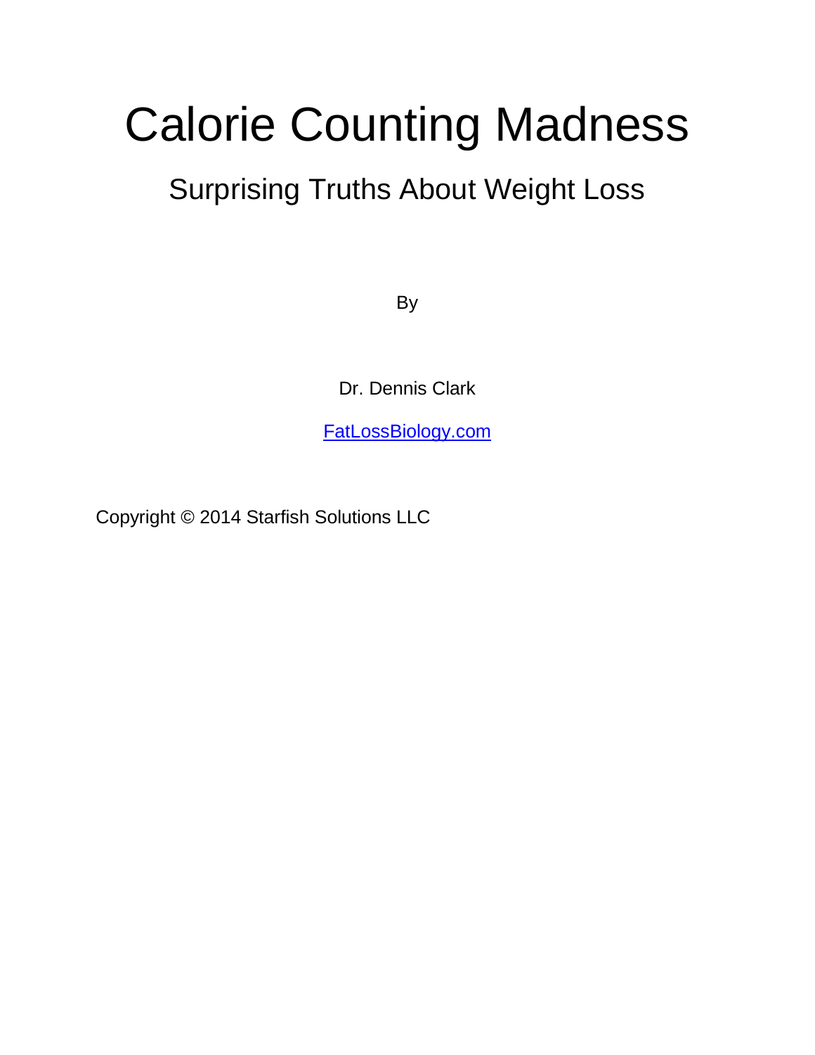# Calorie Counting Madness

## Surprising Truths About Weight Loss

By

Dr. Dennis Clark

[FatLossBiology.com](FatLossBiology.com)

Copyright © 2014 Starfish Solutions LLC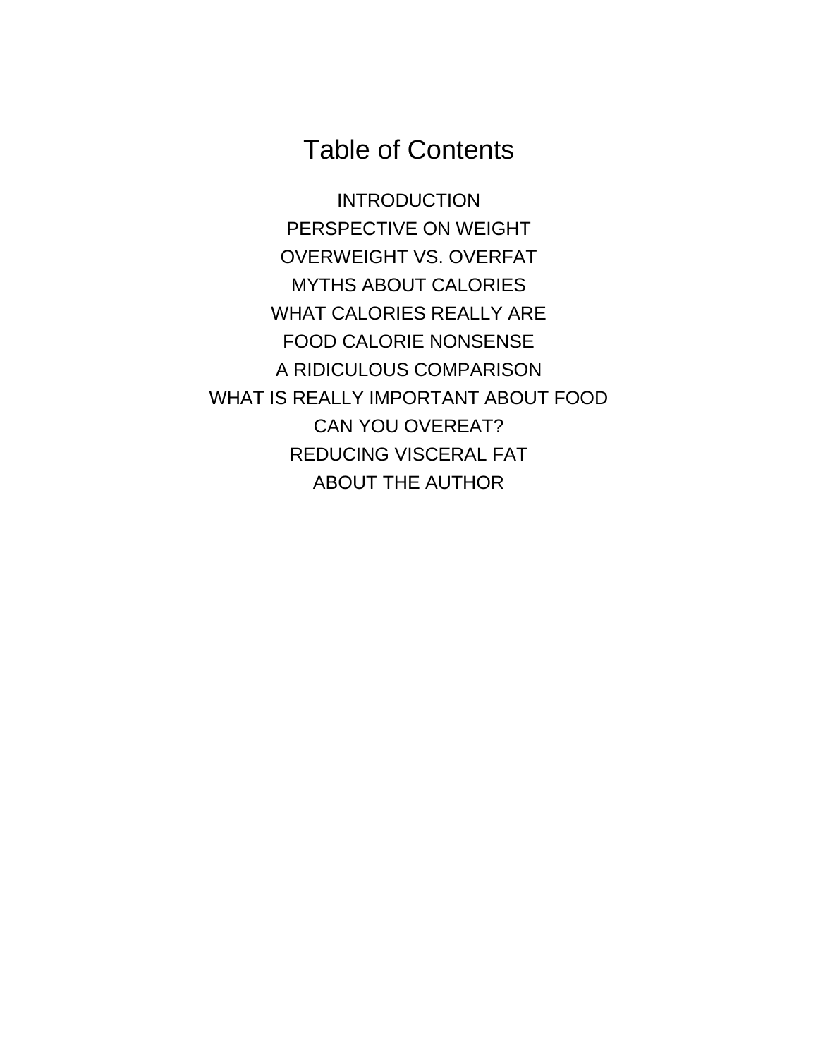# Table of Contents

INTRODUCTION

PERSPECTIVE ON WEIGHT

OVERWEIGHT VS. OVERFAT

MYTHS ABOUT CALORIES

WHAT CALORIES REALLY ARE

FOOD CALORIE NONSENSE

A RIDICULOUS COMPARISON

WHAT IS REALLY IMPORTANT ABOUT FOOD

CAN YOU OVEREAT?

REDUCING VISCERAL FAT

ABOUT THE AUTHOR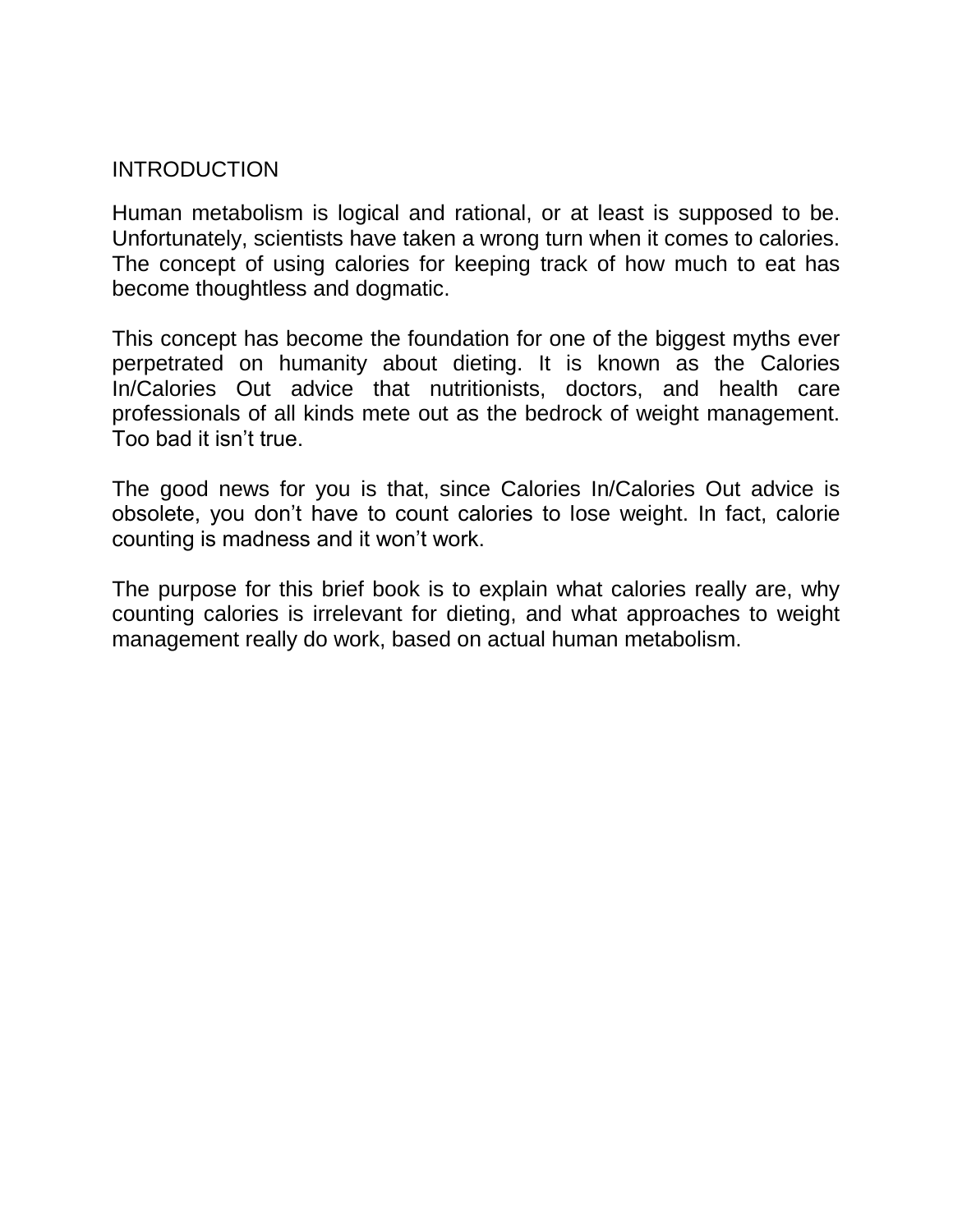# INTRODUCTION

Human metabolism is logical and rational, or at least is supposed to be. Unfortunately, scientists have taken a wrong turn when it comes to calories. The concept of using calories for keeping track of how much to eat has become thoughtless and dogmatic.

This concept has become the foundation for one of the biggest myths ever perpetrated on humanity about dieting. It is known as the Calories In/Calories Out advice that nutritionists, doctors, and health care professionals of all kinds mete out as the bedrock of weight management. Too bad it isn't true.

The good news for you is that, since Calories In/Calories Out advice is obsolete, you don't have to count calories to lose weight. In fact, calorie counting is madness and it won't work.

The purpose for this brief book is to explain what calories really are, why counting calories is irrelevant for dieting, and what approaches to weight management really do work, based on actual human metabolism.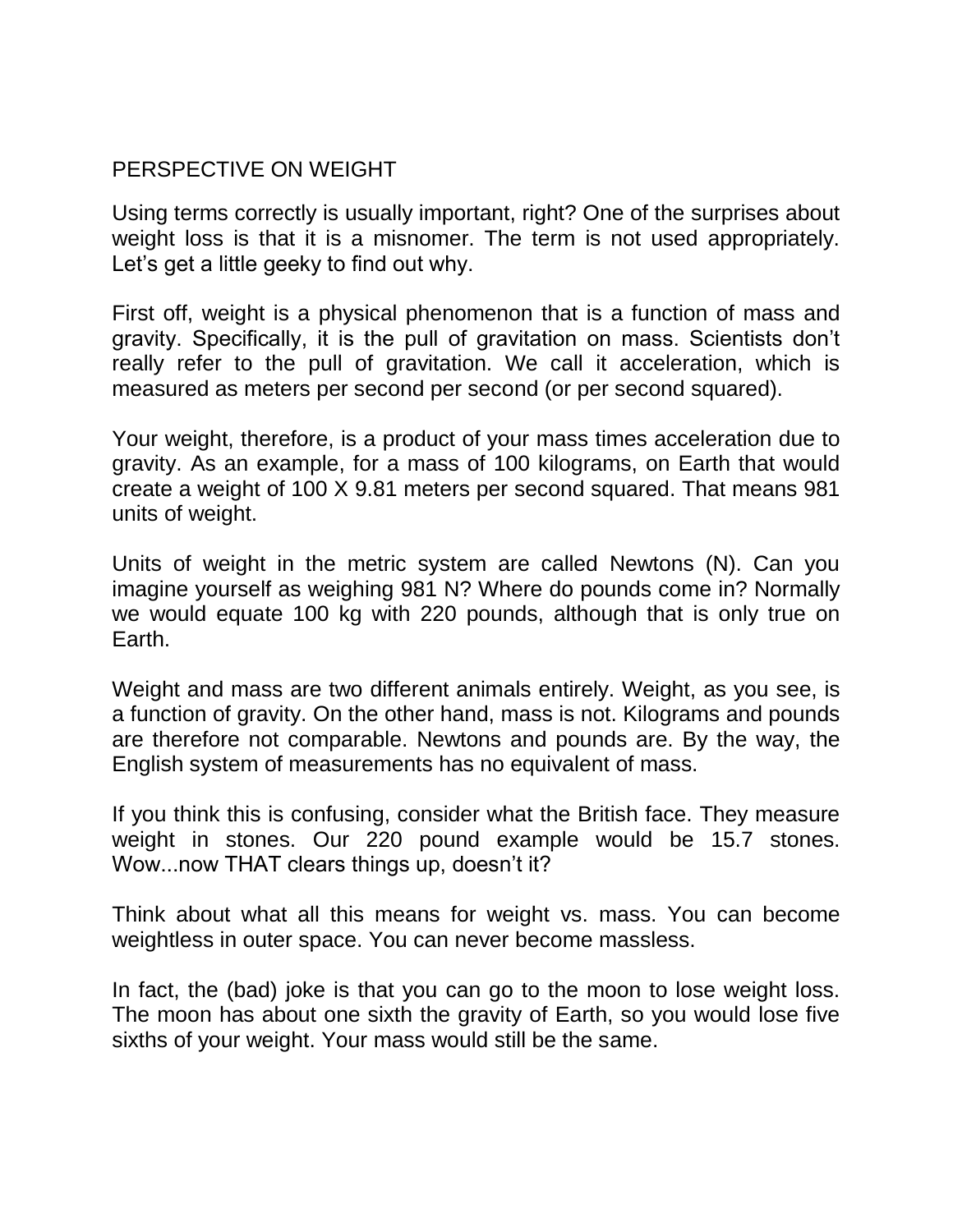# PERSPECTIVE ON WEIGHT

Using terms correctly is usually important, right? One of the surprises about weight loss is that it is a misnomer. The term is not used appropriately. Let's get a little geeky to find out why.

First off, weight is a physical phenomenon that is a function of mass and gravity. Specifically, it is the pull of gravitation on mass. Scientists don't really refer to the pull of gravitation. We call it acceleration, which is measured as meters per second per second (or per second squared).

Your weight, therefore, is a product of your mass times acceleration due to gravity. As an example, for a mass of 100 kilograms, on Earth that would create a weight of 100 X 9.81 meters per second squared. That means 981 units of weight.

Units of weight in the metric system are called Newtons (N). Can you imagine yourself as weighing 981 N? Where do pounds come in? Normally we would equate 100 kg with 220 pounds, although that is only true on Earth.

Weight and mass are two different animals entirely. Weight, as you see, is a function of gravity. On the other hand, mass is not. Kilograms and pounds are therefore not comparable. Newtons and pounds are. By the way, the English system of measurements has no equivalent of mass.

If you think this is confusing, consider what the British face. They measure weight in stones. Our 220 pound example would be 15.7 stones. Wow...now THAT clears things up, doesn't it?

Think about what all this means for weight vs. mass. You can become weightless in outer space. You can never become massless.

In fact, the (bad) joke is that you can go to the moon to lose weight loss. The moon has about one sixth the gravity of Earth, so you would lose five sixths of your weight. Your mass would still be the same.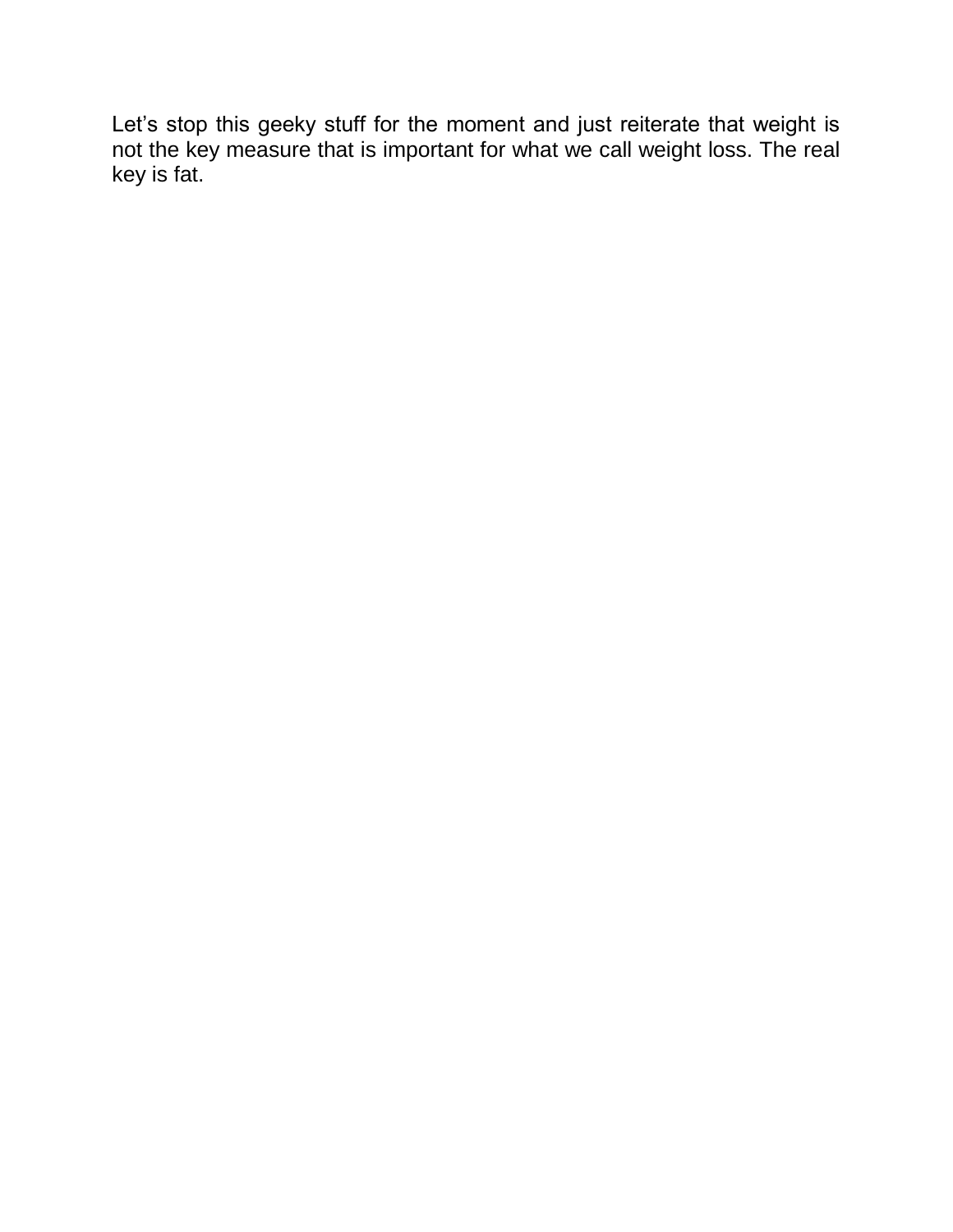Let’s stop this geeky stuff for the moment and just reiterate that weight is not the key measure that is important for what we call weight loss. The real key is fat.